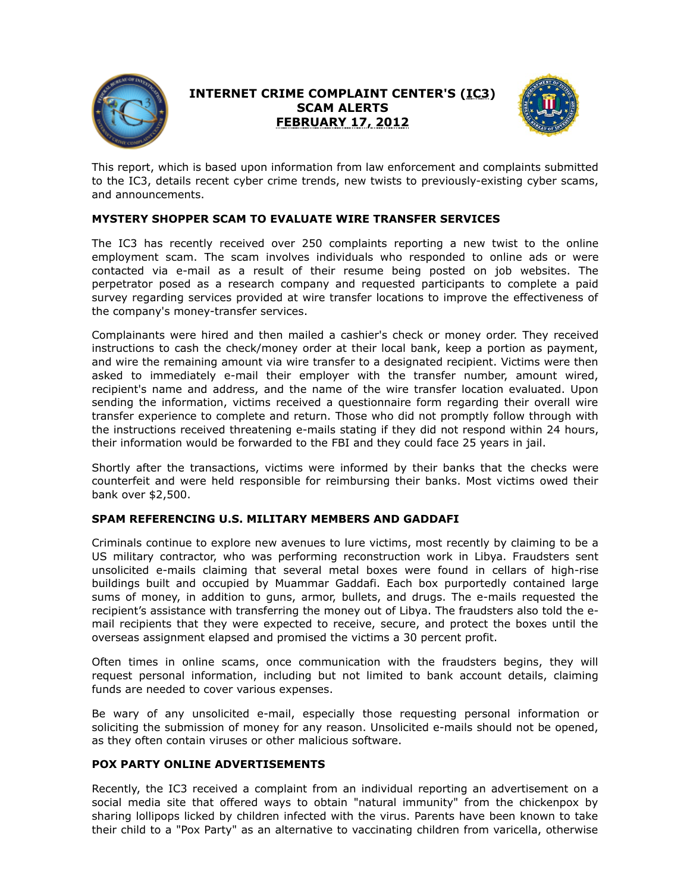# INTERNET CRIME COMPLAINT CENTER'S (IC3) SCAM ALERTS FEBRUARY 17, 2012

This report, which is based upon information from law enforcement and complaints submitted to the IC3, details recent cyber crime trends, new twists to previously-existing cyber scams, and announcements.

## MYSTERY SHOPPER SCAM TO EVALUATE WIRE TRANSFER SERVICES

The IC3 has recently received over 250 complaints reporting a new twist to the online employment scam. The scam involves individuals who responded to online ads or were contacted via e-mail as a result of their resume being posted on job websites. The perpetrator posed as a research company and requested participants to complete a paid survey regarding services provided at wire transfer locations to improve the effectiveness of the company's money-transfer services.

Complainants were hired and then mailed a cashier's check or money order. They received instructions to cash the check/money order at their local bank, keep a portion as payment, and wire the remaining amount via wire transfer to a designated recipient. Victims were then asked to immediately e-mail their employer with the transfer number, amount wired, recipient's name and address, and the name of the wire transfer location evaluated. Upon sending the information, victims received a questionnaire form regarding their overall wire transfer experience to complete and return. Those who did not promptly follow through with the instructions received threatening e-mails stating if they did not respond within 24 hours, their information would be forwarded to the FBI and they could face 25 years in jail.

Shortly after the transactions, victims were informed by their banks that the checks were counterfeit and were held responsible for reimbursing their banks. Most victims owed their bank over $2,500.

## SPAM REFERENCING U.S. MILITARY MEMBERS AND GADDAFI

Criminals continue to explore new avenues to lure victims, most recently by claiming to be a US military contractor, who was performing reconstruction work in Libya. Fraudsters sent unsolicited e-mails claiming that several metal boxes were found in cellars of high-rise buildings built and occupied by Muammar Gaddafi. Each box purportedly contained large sums of money, in addition to guns, armor, bullets, and drugs. The e-mails requested the recipient's assistance with transferring the money out of Libya. The fraudsters also told the e-mail recipients that they were expected to receive, secure, and protect the boxes until the overseas assignment elapsed and promised the victims a 30 percent profit.

Often times in online scams, once communication with the fraudsters begins, they will request personal information, including but not limited to bank account details, claiming funds are needed to cover various expenses.

Be wary of any unsolicited e-mail, especially those requesting personal information or soliciting the submission of money for any reason. Unsolicited e-mails should not be opened, as they often contain viruses or other malicious software.

## POX PARTY ONLINE ADVERTISEMENTS

Recently, the IC3 received a complaint from an individual reporting an advertisement on a social media site that offered ways to obtain "natural immunity" from the chickenpox by sharing lollipops licked by children infected with the virus. Parents have been known to take their child to a "Pox Party" as an alternative to vaccinating children from varicella, otherwise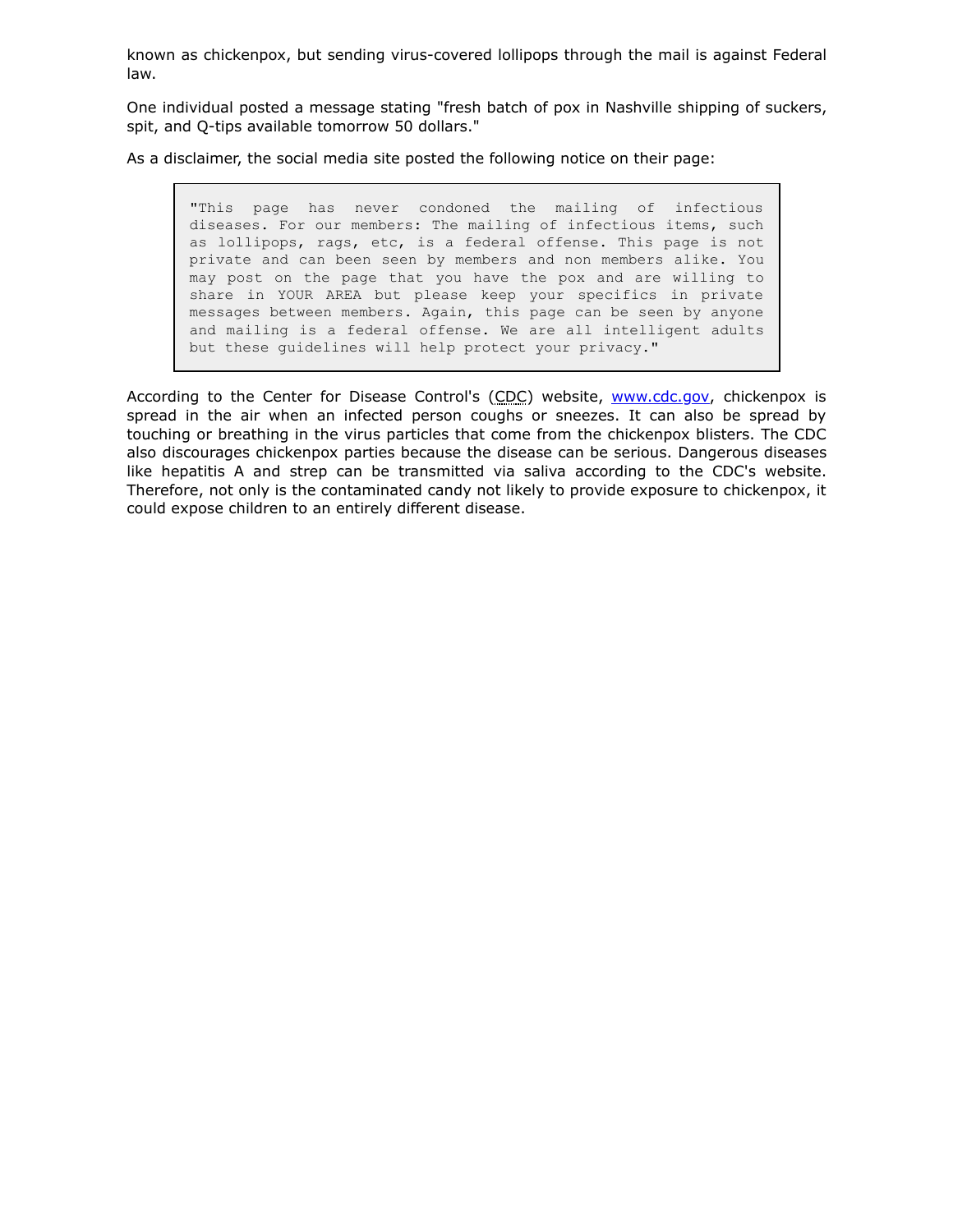known as chickenpox, but sending virus-covered lollipops through the mail is against Federal law.

One individual posted a message stating "fresh batch of pox in Nashville shipping of suckers, spit, and Q-tips available tomorrow 50 dollars."

As a disclaimer, the social media site posted the following notice on their page:

> "This page has never condoned the mailing of infectious diseases. For our members: The mailing of infectious items, such as lollipops, rags, etc, is a federal offense. This page is not private and can been seen by members and non members alike. You may post on the page that you have the pox and are willing to share in YOUR AREA but please keep your specifics in private messages between members. Again, this page can be seen by anyone and mailing is a federal offense. We are all intelligent adults but these guidelines will help protect your privacy."

According to the Center for Disease Control's (CDC) website, www.cdc.gov, chickenpox is spread in the air when an infected person coughs or sneezes. It can also be spread by touching or breathing in the virus particles that come from the chickenpox blisters. The CDC also discourages chickenpox parties because the disease can be serious. Dangerous diseases like hepatitis A and strep can be transmitted via saliva according to the CDC's website. Therefore, not only is the contaminated candy not likely to provide exposure to chickenpox, it could expose children to an entirely different disease.